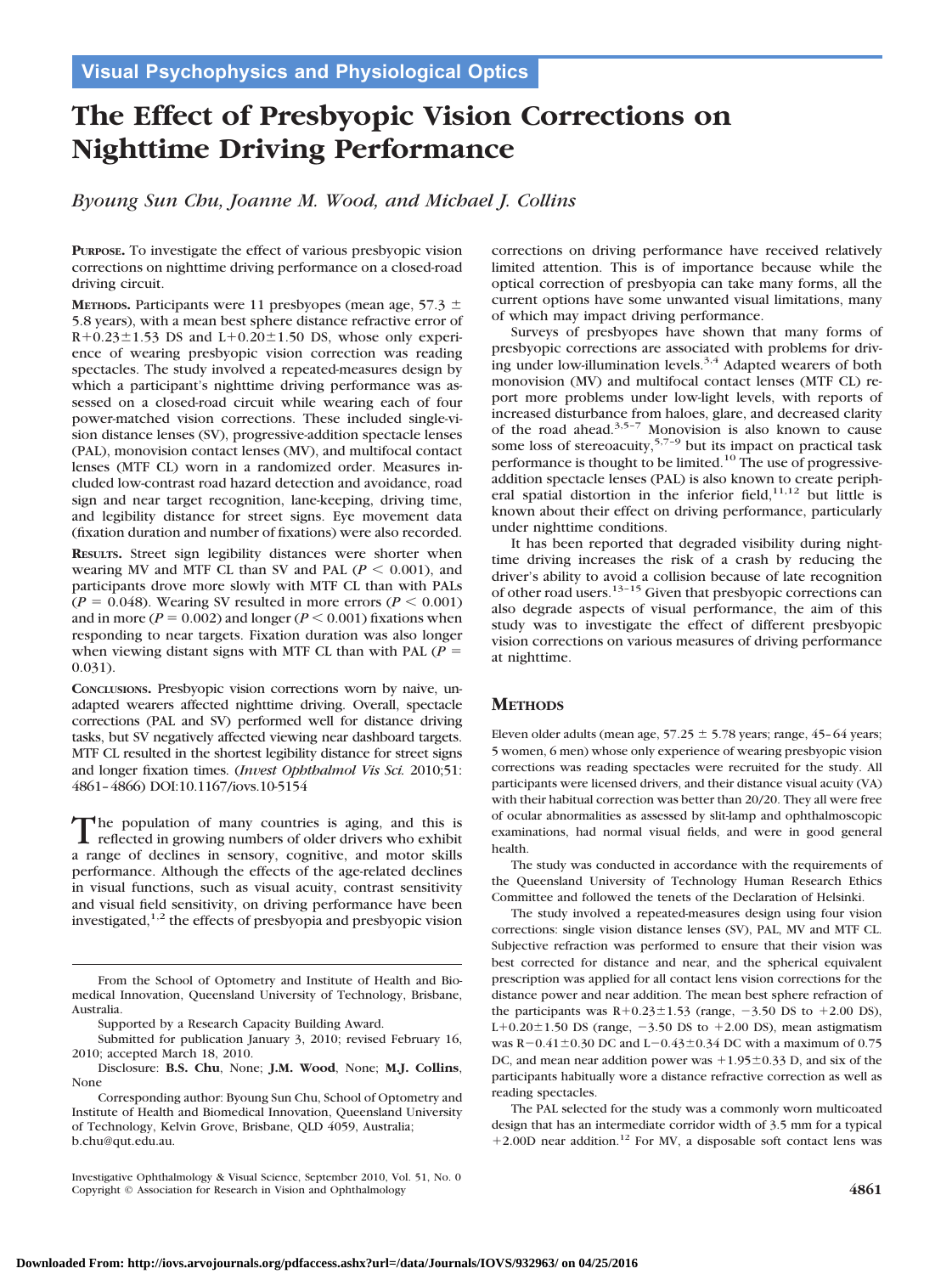Visual Psychophysics and Physiological Optics

# The Effect of Presbyopic Vision Corrections on Nighttime Driving Performance

*Byoung Sun Chu, Joanne M. Wood, and Michael J. Collins*

**PURPOSE.** To investigate the effect of various presbyopic vision corrections on nighttime driving performance on a closed-road driving circuit.

**METHODS.** Participants were 11 presbyopes (mean age, 57.3 ± 5.8 years), with a mean best sphere distance refractive error of R+0.23±1.53 DS and L+0.20±1.50 DS, whose only experience of wearing presbyopic vision correction was reading spectacles. The study involved a repeated-measures design by which a participant's nighttime driving performance was assessed on a closed-road circuit while wearing each of four power-matched vision corrections. These included single-vision distance lenses (SV), progressive-addition spectacle lenses (PAL), monovision contact lenses (MV), and multifocal contact lenses (MTF CL) worn in a randomized order. Measures included low-contrast road hazard detection and avoidance, road sign and near target recognition, lane-keeping, driving time, and legibility distance for street signs. Eye movement data (fixation duration and number of fixations) were also recorded.

**RESULTS.** Street sign legibility distances were shorter when wearing MV and MTF CL than SV and PAL ($P < 0.001$), and participants drove more slowly with MTF CL than with PALs ($P = 0.048$). Wearing SV resulted in more errors ($P < 0.001$) and in more ($P = 0.002$) and longer ($P < 0.001$) fixations when responding to near targets. Fixation duration was also longer when viewing distant signs with MTF CL than with PAL ($P = 0.031$).

**CONCLUSIONS.** Presbyopic vision corrections worn by naive, unadapted wearers affected nighttime driving. Overall, spectacle corrections (PAL and SV) performed well for distance driving tasks, but SV negatively affected viewing near dashboard targets. MTF CL resulted in the shortest legibility distance for street signs and longer fixation times. (*Invest Ophthalmol Vis Sci.* 2010;51:4861–4866) DOI:10.1167/iovs.10-5154

The population of many countries is aging, and this is reflected in growing numbers of older drivers who exhibit a range of declines in sensory, cognitive, and motor skills performance. Although the effects of the age-related declines in visual functions, such as visual acuity, contrast sensitivity and visual field sensitivity, on driving performance have been investigated,[1,2] the effects of presbyopia and presbyopic vision corrections on driving performance have received relatively limited attention. This is of importance because while the optical correction of presbyopia can take many forms, all the current options have some unwanted visual limitations, many of which may impact driving performance.

Surveys of presbyopes have shown that many forms of presbyopic corrections are associated with problems for driving under low-illumination levels.[3,4] Adapted wearers of both monovision (MV) and multifocal contact lenses (MTF CL) report more problems under low-light levels, with reports of increased disturbance from haloes, glare, and decreased clarity of the road ahead.[3,5–7] Monovision is also known to cause some loss of stereoacuity,[5,7–9] but its impact on practical task performance is thought to be limited.[10] The use of progressive-addition spectacle lenses (PAL) is also known to create peripheral spatial distortion in the inferior field,[11,12] but little is known about their effect on driving performance, particularly under nighttime conditions.

It has been reported that degraded visibility during nighttime driving increases the risk of a crash by reducing the driver's ability to avoid a collision because of late recognition of other road users.[13–15] Given that presbyopic corrections can also degrade aspects of visual performance, the aim of this study was to investigate the effect of different presbyopic vision corrections on various measures of driving performance at nighttime.

## METHODS

Eleven older adults (mean age, 57.25 ± 5.78 years; range, 45–64 years; 5 women, 6 men) whose only experience of wearing presbyopic vision corrections was reading spectacles were recruited for the study. All participants were licensed drivers, and their distance visual acuity (VA) with their habitual correction was better than 20/20. They all were free of ocular abnormalities as assessed by slit-lamp and ophthalmoscopic examinations, had normal visual fields, and were in good general health.

The study was conducted in accordance with the requirements of the Queensland University of Technology Human Research Ethics Committee and followed the tenets of the Declaration of Helsinki.

The study involved a repeated-measures design using four vision corrections: single vision distance lenses (SV), PAL, MV and MTF CL. Subjective refraction was performed to ensure that their vision was best corrected for distance and near, and the spherical equivalent prescription was applied for all contact lens vision corrections for the distance power and near addition. The mean best sphere refraction of the participants was R+0.23±1.53 (range, −3.50 DS to +2.00 DS), L+0.20±1.50 DS (range, −3.50 DS to +2.00 DS), mean astigmatism was R−0.41±0.30 DC and L−0.43±0.34 DC with a maximum of 0.75 DC, and mean near addition power was +1.95±0.33 D, and six of the participants habitually wore a distance refractive correction as well as reading spectacles.

The PAL selected for the study was a commonly worn multicoated design that has an intermediate corridor width of 3.5 mm for a typical +2.00D near addition.[12] For MV, a disposable soft contact lens was

From the School of Optometry and Institute of Health and Biomedical Innovation, Queensland University of Technology, Brisbane, Australia.

Supported by a Research Capacity Building Award.

Submitted for publication January 3, 2010; revised February 16, 2010; accepted March 18, 2010.

Disclosure: **B.S. Chu**, None; **J.M. Wood**, None; **M.J. Collins**, None

Corresponding author: Byoung Sun Chu, School of Optometry and Institute of Health and Biomedical Innovation, Queensland University of Technology, Kelvin Grove, Brisbane, QLD 4059, Australia; b.chu@qut.edu.au.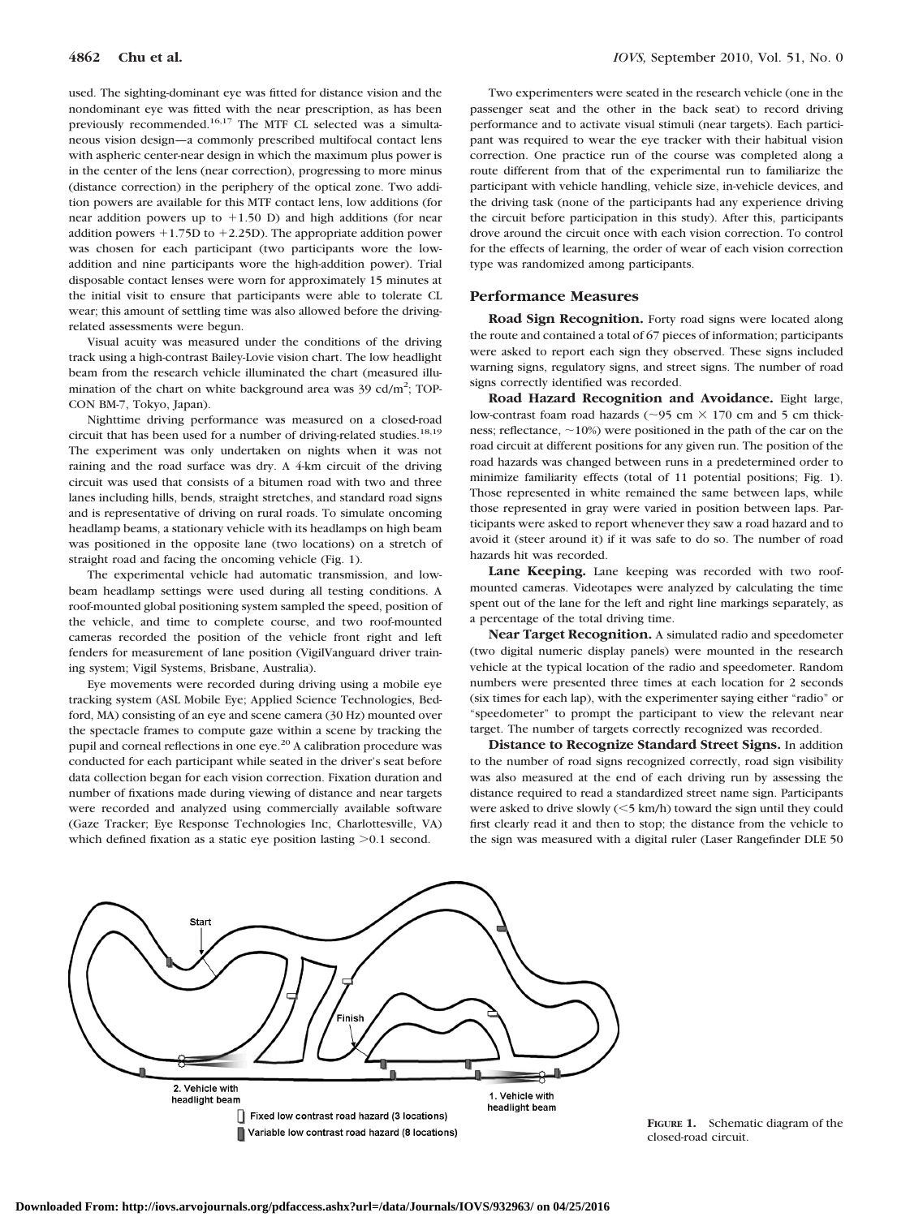used. The sighting-dominant eye was fitted for distance vision and the nondominant eye was fitted with the near prescription, as has been previously recommended.[16,17] The MTF CL selected was a simultaneous vision design—a commonly prescribed multifocal contact lens with aspheric center-near design in which the maximum plus power is in the center of the lens (near correction), progressing to more minus (distance correction) in the periphery of the optical zone. Two addition powers are available for this MTF contact lens, low additions (for near addition powers up to +1.50 D) and high additions (for near addition powers +1.75D to +2.25D). The appropriate addition power was chosen for each participant (two participants wore the low-addition and nine participants wore the high-addition power). Trial disposable contact lenses were worn for approximately 15 minutes at the initial visit to ensure that participants were able to tolerate CL wear; this amount of settling time was also allowed before the driving-related assessments were begun.

Visual acuity was measured under the conditions of the driving track using a high-contrast Bailey-Lovie vision chart. The low headlight beam from the research vehicle illuminated the chart (measured illumination of the chart on white background area was 39 cd/m$^2$; TOPCON BM-7, Tokyo, Japan).

Nighttime driving performance was measured on a closed-road circuit that has been used for a number of driving-related studies.[18,19] The experiment was only undertaken on nights when it was not raining and the road surface was dry. A 4-km circuit of the driving circuit was used that consists of a bitumen road with two and three lanes including hills, bends, straight stretches, and standard road signs and is representative of driving on rural roads. To simulate oncoming headlamp beams, a stationary vehicle with its headlamps on high beam was positioned in the opposite lane (two locations) on a stretch of straight road and facing the oncoming vehicle (Fig. 1).

The experimental vehicle had automatic transmission, and low-beam headlamp settings were used during all testing conditions. A roof-mounted global positioning system sampled the speed, position of the vehicle, and time to complete course, and two roof-mounted cameras recorded the position of the vehicle front right and left fenders for measurement of lane position (VigilVanguard driver training system; Vigil Systems, Brisbane, Australia).

Eye movements were recorded during driving using a mobile eye tracking system (ASL Mobile Eye; Applied Science Technologies, Bedford, MA) consisting of an eye and scene camera (30 Hz) mounted over the spectacle frames to compute gaze within a scene by tracking the pupil and corneal reflections in one eye.[20] A calibration procedure was conducted for each participant while seated in the driver's seat before data collection began for each vision correction. Fixation duration and number of fixations made during viewing of distance and near targets were recorded and analyzed using commercially available software (Gaze Tracker; Eye Response Technologies Inc, Charlottesville, VA) which defined fixation as a static eye position lasting >0.1 second.

Two experimenters were seated in the research vehicle (one in the passenger seat and the other in the back seat) to record driving performance and to activate visual stimuli (near targets). Each participant was required to wear the eye tracker with their habitual vision correction. One practice run of the course was completed along a route different from that of the experimental run to familiarize the participant with vehicle handling, vehicle size, in-vehicle devices, and the driving task (none of the participants had any experience driving the circuit before participation in this study). After this, participants drove around the circuit once with each vision correction. To control for the effects of learning, the order of wear of each vision correction type was randomized among participants.

## Performance Measures

**Road Sign Recognition.** Forty road signs were located along the route and contained a total of 67 pieces of information; participants were asked to report each sign they observed. These signs included warning signs, regulatory signs, and street signs. The number of road signs correctly identified was recorded.

**Road Hazard Recognition and Avoidance.** Eight large, low-contrast foam road hazards (~95 cm × 170 cm and 5 cm thickness; reflectance, ~10%) were positioned in the path of the car on the road circuit at different positions for any given run. The position of the road hazards was changed between runs in a predetermined order to minimize familiarity effects (total of 11 potential positions; Fig. 1). Those represented in white remained the same between laps, while those represented in gray were varied in position between laps. Participants were asked to report whenever they saw a road hazard and to avoid it (steer around it) if it was safe to do so. The number of road hazards hit was recorded.

**Lane Keeping.** Lane keeping was recorded with two roof-mounted cameras. Videotapes were analyzed by calculating the time spent out of the lane for the left and right line markings separately, as a percentage of the total driving time.

**Near Target Recognition.** A simulated radio and speedometer (two digital numeric display panels) were mounted in the research vehicle at the typical location of the radio and speedometer. Random numbers were presented three times at each location for 2 seconds (six times for each lap), with the experimenter saying either "radio" or "speedometer" to prompt the participant to view the relevant near target. The number of targets correctly recognized was recorded.

**Distance to Recognize Standard Street Signs.** In addition to the number of road signs recognized correctly, road sign visibility was also measured at the end of each driving run by assessing the distance required to read a standardized street name sign. Participants were asked to drive slowly (<5 km/h) toward the sign until they could first clearly read it and then to stop; the distance from the vehicle to the sign was measured with a digital ruler (Laser Rangefinder DLE 50

**Figure 1.** Schematic diagram of the closed-road circuit.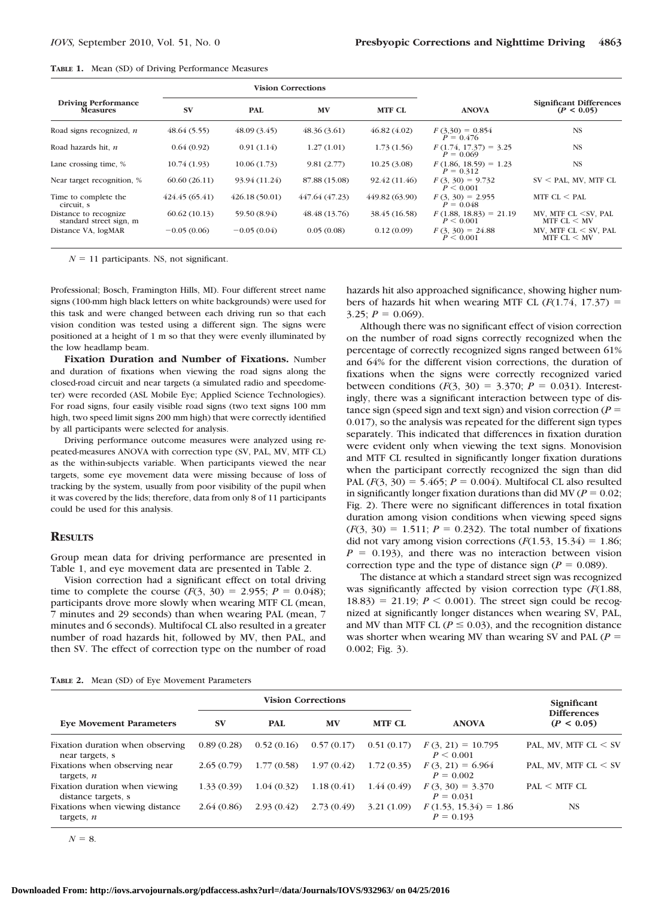**TABLE 1.** Mean (SD) of Driving Performance Measures

| Driving Performance Measures | Vision Corrections | | | | ANOVA | Significant Differences ($P < 0.05$) |
|---|---|---|---|---|---|---|
| | SV | PAL | MV | MTF CL | | |
| Road signs recognized, *n* | 48.64 (5.55) | 48.09 (3.45) | 48.36 (3.61) | 46.82 (4.02) | $F(3,30) = 0.854$, $P = 0.476$ | NS |
| Road hazards hit, *n* | 0.64 (0.92) | 0.91 (1.14) | 1.27 (1.01) | 1.73 (1.56) | $F(1.74, 17.37) = 3.25$, $P = 0.069$ | NS |
| Lane crossing time, % | 10.74 (1.93) | 10.06 (1.73) | 9.81 (2.77) | 10.25 (3.08) | $F(1.86, 18.59) = 1.23$, $P = 0.312$ | NS |
| Near target recognition, % | 60.60 (26.11) | 93.94 (11.24) | 87.88 (15.08) | 92.42 (11.46) | $F(3, 30) = 9.732$, $P < 0.001$ | SV < PAL, MV, MTF CL |
| Time to complete the circuit, s | 424.45 (65.41) | 426.18 (50.01) | 447.64 (47.23) | 449.82 (63.90) | $F(3, 30) = 2.955$, $P = 0.048$ | MTF CL < PAL |
| Distance to recognize standard street sign, m | 60.62 (10.13) | 59.50 (8.94) | 48.48 (13.76) | 38.45 (16.58) | $F(1.88, 18.83) = 21.19$, $P < 0.001$ | MV, MTF CL <SV, PAL MTF CL < MV |
| Distance VA, logMAR | −0.05 (0.06) | −0.05 (0.04) | 0.05 (0.08) | 0.12 (0.09) | $F(3, 30) = 24.88$, $P < 0.001$ | MV, MTF CL < SV, PAL MTF CL < MV |

$N = 11$ participants. NS, not significant.

Professional; Bosch, Framington Hills, MI). Four different street name signs (100-mm high black letters on white backgrounds) were used for this task and were changed between each driving run so that each vision condition was tested using a different sign. The signs were positioned at a height of 1 m so that they were evenly illuminated by the low headlamp beam.

**Fixation Duration and Number of Fixations.** Number and duration of fixations when viewing the road signs along the closed-road circuit and near targets (a simulated radio and speedometer) were recorded (ASL Mobile Eye; Applied Science Technologies). For road signs, four easily visible road signs (two text signs 100 mm high, two speed limit signs 200 mm high) that were correctly identified by all participants were selected for analysis.

Driving performance outcome measures were analyzed using repeated-measures ANOVA with correction type (SV, PAL, MV, MTF CL) as the within-subjects variable. When participants viewed the near targets, some eye movement data were missing because of loss of tracking by the system, usually from poor visibility of the pupil when it was covered by the lids; therefore, data from only 8 of 11 participants could be used for this analysis.

## RESULTS

Group mean data for driving performance are presented in Table 1, and eye movement data are presented in Table 2.

Vision correction had a significant effect on total driving time to complete the course ($F(3, 30) = 2.955$; $P = 0.048$); participants drove more slowly when wearing MTF CL (mean, 7 minutes and 29 seconds) than when wearing PAL (mean, 7 minutes and 6 seconds). Multifocal CL also resulted in a greater number of road hazards hit, followed by MV, then PAL, and then SV. The effect of correction type on the number of road hazards hit also approached significance, showing higher numbers of hazards hit when wearing MTF CL ($F(1.74, 17.37) = 3.25$; $P = 0.069$).

Although there was no significant effect of vision correction on the number of road signs correctly recognized when the percentage of correctly recognized signs ranged between 61% and 64% for the different vision corrections, the duration of fixations when the signs were correctly recognized varied between conditions ($F(3, 30) = 3.370$; $P = 0.031$). Interestingly, there was a significant interaction between type of distance sign (speed sign and text sign) and vision correction ($P = 0.017$), so the analysis was repeated for the different sign types separately. This indicated that differences in fixation duration were evident only when viewing the text signs. Monovision and MTF CL resulted in significantly longer fixation durations when the participant correctly recognized the sign than did PAL ($F(3, 30) = 5.465$; $P = 0.004$). Multifocal CL also resulted in significantly longer fixation durations than did MV ($P = 0.02$; Fig. 2). There were no significant differences in total fixation duration among vision conditions when viewing speed signs ($F(3, 30) = 1.511$; $P = 0.232$). The total number of fixations did not vary among vision corrections ($F(1.53, 15.34) = 1.86$; $P = 0.193$), and there was no interaction between vision correction type and the type of distance sign ($P = 0.089$).

The distance at which a standard street sign was recognized was significantly affected by vision correction type ($F(1.88, 18.83) = 21.19$; $P < 0.001$). The street sign could be recognized at significantly longer distances when wearing SV, PAL, and MV than MTF CL ($P \leq 0.03$), and the recognition distance was shorter when wearing MV than wearing SV and PAL ($P = 0.002$; Fig. 3).

**TABLE 2.** Mean (SD) of Eye Movement Parameters

| Eye Movement Parameters | Vision Corrections | | | | ANOVA | Significant Differences ($P < 0.05$) |
|---|---|---|---|---|---|---|
| | SV | PAL | MV | MTF CL | | |
| Fixation duration when observing near targets, s | 0.89 (0.28) | 0.52 (0.16) | 0.57 (0.17) | 0.51 (0.17) | $F(3, 21) = 10.795$, $P < 0.001$ | PAL, MV, MTF CL < SV |
| Fixations when observing near targets, *n* | 2.65 (0.79) | 1.77 (0.58) | 1.97 (0.42) | 1.72 (0.35) | $F(3, 21) = 6.964$, $P = 0.002$ | PAL, MV, MTF CL < SV |
| Fixation duration when viewing distance targets, s | 1.33 (0.39) | 1.04 (0.32) | 1.18 (0.41) | 1.44 (0.49) | $F(3, 30) = 3.370$, $P = 0.031$ | PAL < MTF CL |
| Fixations when viewing distance targets, *n* | 2.64 (0.86) | 2.93 (0.42) | 2.73 (0.49) | 3.21 (1.09) | $F(1.53, 15.34) = 1.86$, $P = 0.193$ | NS |

$N = 8$.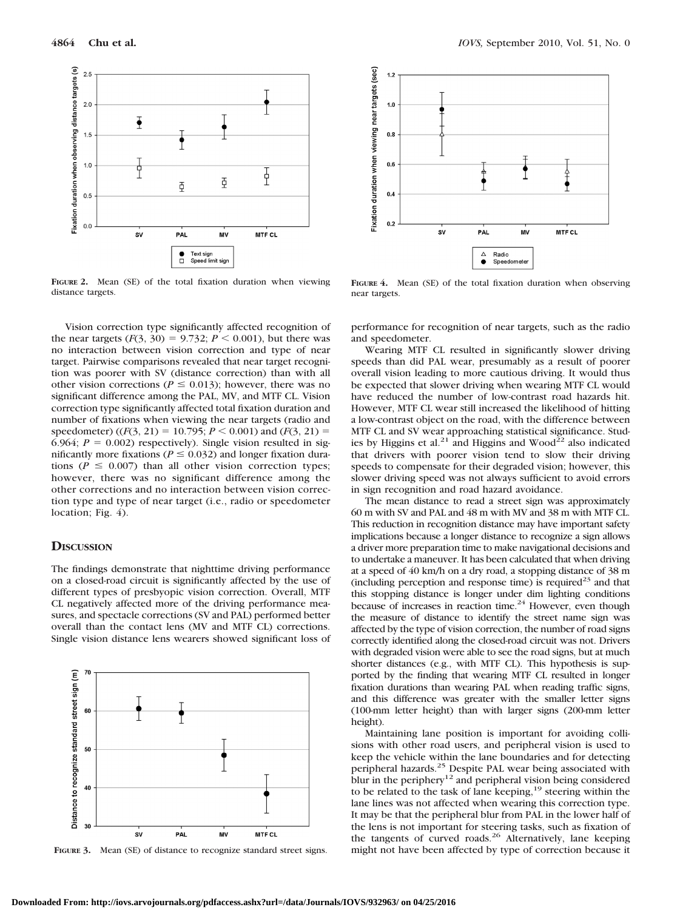FIGURE 2. Mean (SE) of the total fixation duration when viewing distance targets.

FIGURE 4. Mean (SE) of the total fixation duration when observing near targets.

Vision correction type significantly affected recognition of the near targets ($F(3, 30) = 9.732$; $P < 0.001$), but there was no interaction between vision correction and type of near target. Pairwise comparisons revealed that near target recognition was poorer with SV (distance correction) than with all other vision corrections ($P \leq 0.013$); however, there was no significant difference among the PAL, MV, and MTF CL. Vision correction type significantly affected total fixation duration and number of fixations when viewing the near targets (radio and speedometer) (($F(3, 21) = 10.795$; $P < 0.001$) and ($F(3, 21) = 6.964$; $P = 0.002$) respectively). Single vision resulted in significantly more fixations ($P \leq 0.032$) and longer fixation durations ($P \leq 0.007$) than all other vision correction types; however, there was no significant difference among the other corrections and no interaction between vision correction type and type of near target (i.e., radio or speedometer location; Fig. 4).

## DISCUSSION

The findings demonstrate that nighttime driving performance on a closed-road circuit is significantly affected by the use of different types of presbyopic vision correction. Overall, MTF CL negatively affected more of the driving performance measures, and spectacle corrections (SV and PAL) performed better overall than the contact lens (MV and MTF CL) corrections. Single vision distance lens wearers showed significant loss of performance for recognition of near targets, such as the radio and speedometer.

Wearing MTF CL resulted in significantly slower driving speeds than did PAL wear, presumably as a result of poorer overall vision leading to more cautious driving. It would thus be expected that slower driving when wearing MTF CL would have reduced the number of low-contrast road hazards hit. However, MTF CL wear still increased the likelihood of hitting a low-contrast object on the road, with the difference between MTF CL and SV wear approaching statistical significance. Studies by Higgins et al.[21] and Higgins and Wood[22] also indicated that drivers with poorer vision tend to slow their driving speeds to compensate for their degraded vision; however, this slower driving speed was not always sufficient to avoid errors in sign recognition and road hazard avoidance.

The mean distance to read a street sign was approximately 60 m with SV and PAL and 48 m with MV and 38 m with MTF CL. This reduction in recognition distance may have important safety implications because a longer distance to recognize a sign allows a driver more preparation time to make navigational decisions and to undertake a maneuver. It has been calculated that when driving at a speed of 40 km/h on a dry road, a stopping distance of 38 m (including perception and response time) is required[23] and that this stopping distance is longer under dim lighting conditions because of increases in reaction time.[24] However, even though the measure of distance to identify the street name sign was affected by the type of vision correction, the number of road signs correctly identified along the closed-road circuit was not. Drivers with degraded vision were able to see the road signs, but at much shorter distances (e.g., with MTF CL). This hypothesis is supported by the finding that wearing MTF CL resulted in longer fixation durations than wearing PAL when reading traffic signs, and this difference was greater with the smaller letter signs (100-mm letter height) than with larger signs (200-mm letter height).

Maintaining lane position is important for avoiding collisions with other road users, and peripheral vision is used to keep the vehicle within the lane boundaries and for detecting peripheral hazards.[25] Despite PAL wear being associated with blur in the periphery[12] and peripheral vision being considered to be related to the task of lane keeping,[19] steering within the lane lines was not affected when wearing this correction type. It may be that the peripheral blur from PAL in the lower half of the lens is not important for steering tasks, such as fixation of the tangents of curved roads.[26] Alternatively, lane keeping might not have been affected by type of correction because it

FIGURE 3. Mean (SE) of distance to recognize standard street signs.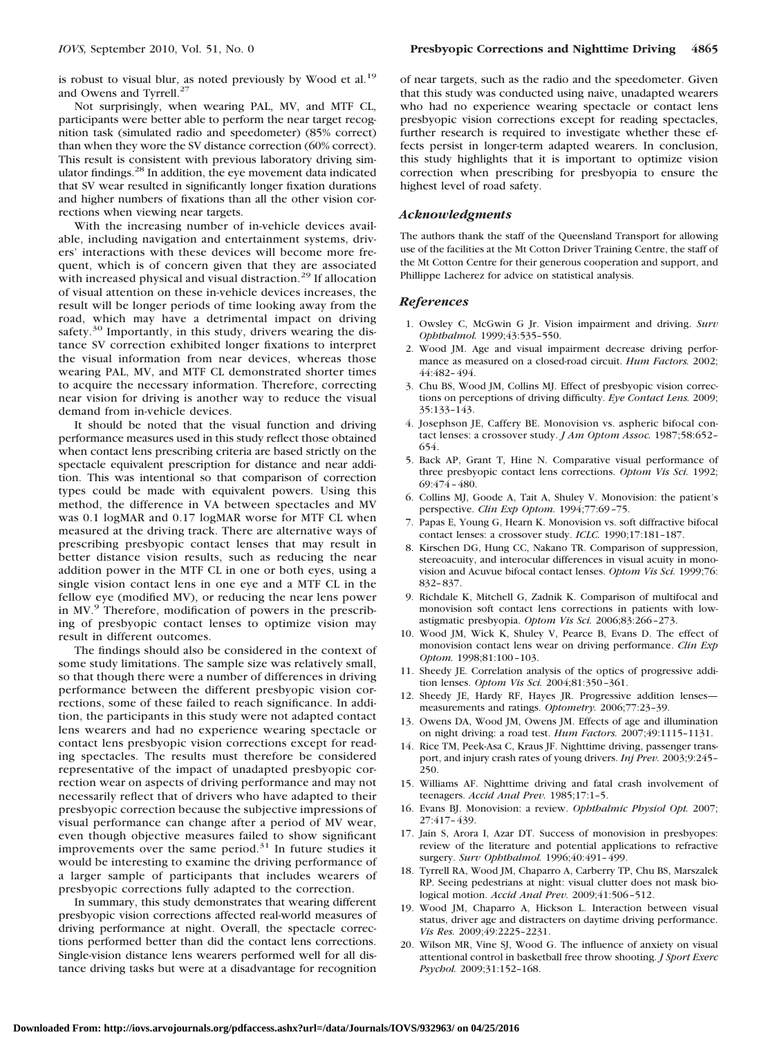is robust to visual blur, as noted previously by Wood et al.[19] and Owens and Tyrrell.[27]

Not surprisingly, when wearing PAL, MV, and MTF CL, participants were better able to perform the near target recognition task (simulated radio and speedometer) (85% correct) than when they wore the SV distance correction (60% correct). This result is consistent with previous laboratory driving simulator findings.[28] In addition, the eye movement data indicated that SV wear resulted in significantly longer fixation durations and higher numbers of fixations than all the other vision corrections when viewing near targets.

With the increasing number of in-vehicle devices available, including navigation and entertainment systems, drivers' interactions with these devices will become more frequent, which is of concern given that they are associated with increased physical and visual distraction.[29] If allocation of visual attention on these in-vehicle devices increases, the result will be longer periods of time looking away from the road, which may have a detrimental impact on driving safety.[30] Importantly, in this study, drivers wearing the distance SV correction exhibited longer fixations to interpret the visual information from near devices, whereas those wearing PAL, MV, and MTF CL demonstrated shorter times to acquire the necessary information. Therefore, correcting near vision for driving is another way to reduce the visual demand from in-vehicle devices.

It should be noted that the visual function and driving performance measures used in this study reflect those obtained when contact lens prescribing criteria are based strictly on the spectacle equivalent prescription for distance and near addition. This was intentional so that comparison of correction types could be made with equivalent powers. Using this method, the difference in VA between spectacles and MV was 0.1 logMAR and 0.17 logMAR worse for MTF CL when measured at the driving track. There are alternative ways of prescribing presbyopic contact lenses that may result in better distance vision results, such as reducing the near addition power in the MTF CL in one or both eyes, using a single vision contact lens in one eye and a MTF CL in the fellow eye (modified MV), or reducing the near lens power in MV.[9] Therefore, modification of powers in the prescribing of presbyopic contact lenses to optimize vision may result in different outcomes.

The findings should also be considered in the context of some study limitations. The sample size was relatively small, so that though there were a number of differences in driving performance between the different presbyopic vision corrections, some of these failed to reach significance. In addition, the participants in this study were not adapted contact lens wearers and had no experience wearing spectacle or contact lens presbyopic vision corrections except for reading spectacles. The results must therefore be considered representative of the impact of unadapted presbyopic correction wear on aspects of driving performance and may not necessarily reflect that of drivers who have adapted to their presbyopic correction because the subjective impressions of visual performance can change after a period of MV wear, even though objective measures failed to show significant improvements over the same period.[31] In future studies it would be interesting to examine the driving performance of a larger sample of participants that includes wearers of presbyopic corrections fully adapted to the correction.

In summary, this study demonstrates that wearing different presbyopic vision corrections affected real-world measures of driving performance at night. Overall, the spectacle corrections performed better than did the contact lens corrections. Single-vision distance lens wearers performed well for all distance driving tasks but were at a disadvantage for recognition of near targets, such as the radio and the speedometer. Given that this study was conducted using naive, unadapted wearers who had no experience wearing spectacle or contact lens presbyopic vision corrections except for reading spectacles, further research is required to investigate whether these effects persist in longer-term adapted wearers. In conclusion, this study highlights that it is important to optimize vision correction when prescribing for presbyopia to ensure the highest level of road safety.

### *Acknowledgments*

The authors thank the staff of the Queensland Transport for allowing use of the facilities at the Mt Cotton Driver Training Centre, the staff of the Mt Cotton Centre for their generous cooperation and support, and Phillippe Lacherez for advice on statistical analysis.

### *References*

1. Owsley C, McGwin G Jr. Vision impairment and driving. *Surv Ophthalmol.* 1999;43:535–550.
2. Wood JM. Age and visual impairment decrease driving performance as measured on a closed-road circuit. *Hum Factors.* 2002; 44:482–494.
3. Chu BS, Wood JM, Collins MJ. Effect of presbyopic vision corrections on perceptions of driving difficulty. *Eye Contact Lens.* 2009; 35:133–143.
4. Josephson JE, Caffery BE. Monovision vs. aspheric bifocal contact lenses: a crossover study. *J Am Optom Assoc.* 1987;58:652–654.
5. Back AP, Grant T, Hine N. Comparative visual performance of three presbyopic contact lens corrections. *Optom Vis Sci.* 1992; 69:474–480.
6. Collins MJ, Goode A, Tait A, Shuley V. Monovision: the patient's perspective. *Clin Exp Optom.* 1994;77:69–75.
7. Papas E, Young G, Hearn K. Monovision vs. soft diffractive bifocal contact lenses: a crossover study. *ICLC.* 1990;17:181–187.
8. Kirschen DG, Hung CC, Nakano TR. Comparison of suppression, stereoacuity, and interocular differences in visual acuity in monovision and Acuvue bifocal contact lenses. *Optom Vis Sci.* 1999;76: 832–837.
9. Richdale K, Mitchell G, Zadnik K. Comparison of multifocal and monovision soft contact lens corrections in patients with low-astigmatic presbyopia. *Optom Vis Sci.* 2006;83:266–273.
10. Wood JM, Wick K, Shuley V, Pearce B, Evans D. The effect of monovision contact lens wear on driving performance. *Clin Exp Optom.* 1998;81:100–103.
11. Sheedy JE. Correlation analysis of the optics of progressive addition lenses. *Optom Vis Sci.* 2004;81:350–361.
12. Sheedy JE, Hardy RF, Hayes JR. Progressive addition lenses—measurements and ratings. *Optometry.* 2006;77:23–39.
13. Owens DA, Wood JM, Owens JM. Effects of age and illumination on night driving: a road test. *Hum Factors.* 2007;49:1115–1131.
14. Rice TM, Peek-Asa C, Kraus JF. Nighttime driving, passenger transport, and injury crash rates of young drivers. *Inj Prev.* 2003;9:245–250.
15. Williams AF. Nighttime driving and fatal crash involvement of teenagers. *Accid Anal Prev.* 1985;17:1–5.
16. Evans BJ. Monovision: a review. *Ophthalmic Physiol Opt.* 2007; 27:417–439.
17. Jain S, Arora I, Azar DT. Success of monovision in presbyopes: review of the literature and potential applications to refractive surgery. *Surv Ophthalmol.* 1996;40:491–499.
18. Tyrrell RA, Wood JM, Chaparro A, Carberry TP, Chu BS, Marszalek RP. Seeing pedestrians at night: visual clutter does not mask biological motion. *Accid Anal Prev.* 2009;41:506–512.
19. Wood JM, Chaparro A, Hickson L. Interaction between visual status, driver age and distracters on daytime driving performance. *Vis Res.* 2009;49:2225–2231.
20. Wilson MR, Vine SJ, Wood G. The influence of anxiety on visual attentional control in basketball free throw shooting. *J Sport Exerc Psychol.* 2009;31:152–168.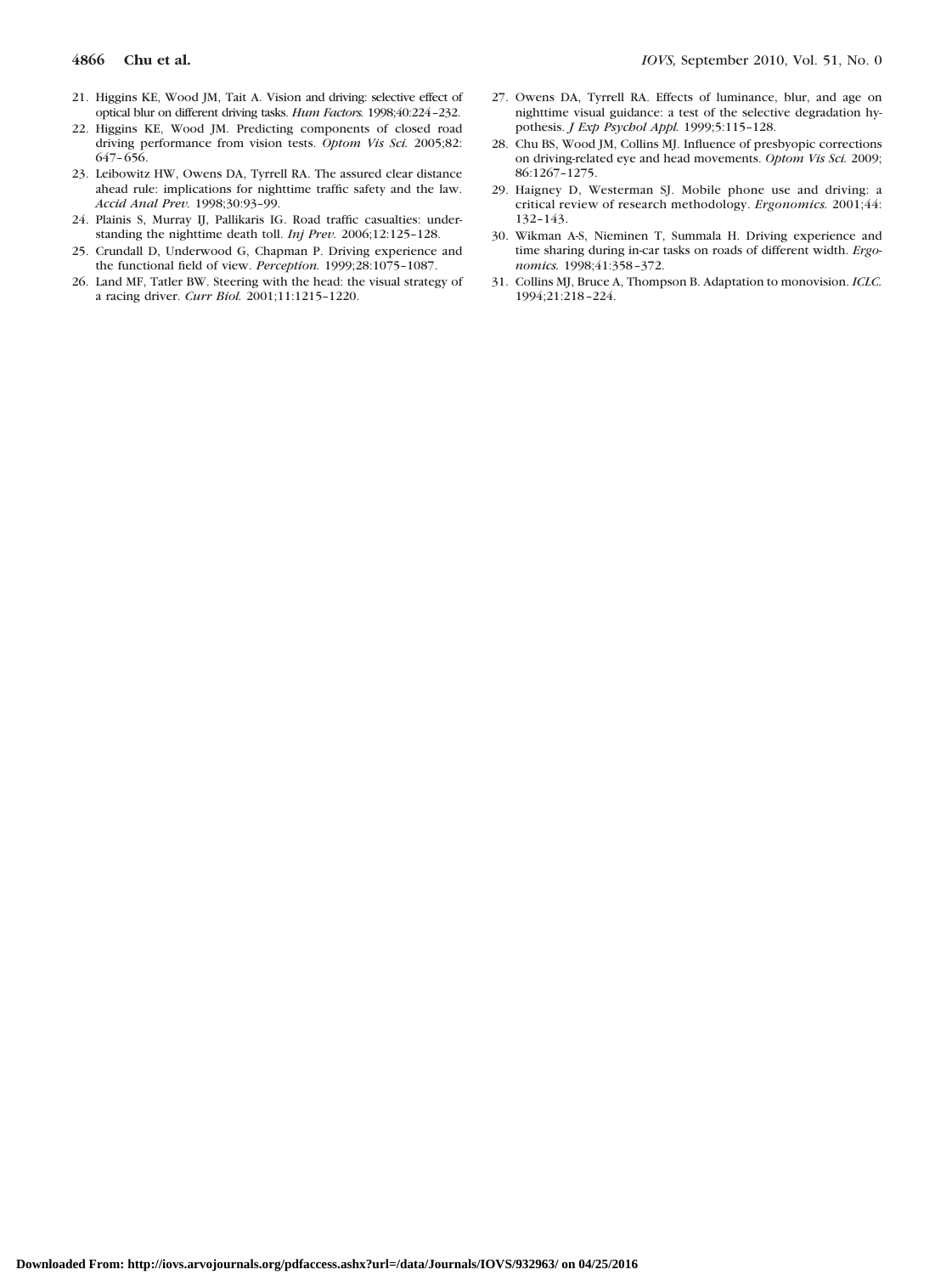21. Higgins KE, Wood JM, Tait A. Vision and driving: selective effect of optical blur on different driving tasks. *Hum Factors.* 1998;40:224–232.
22. Higgins KE, Wood JM. Predicting components of closed road driving performance from vision tests. *Optom Vis Sci.* 2005;82:647–656.
23. Leibowitz HW, Owens DA, Tyrrell RA. The assured clear distance ahead rule: implications for nighttime traffic safety and the law. *Accid Anal Prev.* 1998;30:93–99.
24. Plainis S, Murray IJ, Pallikaris IG. Road traffic casualties: understanding the nighttime death toll. *Inj Prev.* 2006;12:125–128.
25. Crundall D, Underwood G, Chapman P. Driving experience and the functional field of view. *Perception.* 1999;28:1075–1087.
26. Land MF, Tatler BW. Steering with the head: the visual strategy of a racing driver. *Curr Biol.* 2001;11:1215–1220.
27. Owens DA, Tyrrell RA. Effects of luminance, blur, and age on nighttime visual guidance: a test of the selective degradation hypothesis. *J Exp Psychol Appl.* 1999;5:115–128.
28. Chu BS, Wood JM, Collins MJ. Influence of presbyopic corrections on driving-related eye and head movements. *Optom Vis Sci.* 2009;86:1267–1275.
29. Haigney D, Westerman SJ. Mobile phone use and driving: a critical review of research methodology. *Ergonomics.* 2001;44:132–143.
30. Wikman A-S, Nieminen T, Summala H. Driving experience and time sharing during in-car tasks on roads of different width. *Ergonomics.* 1998;41:358–372.
31. Collins MJ, Bruce A, Thompson B. Adaptation to monovision. *ICLC.* 1994;21:218–224.

Downloaded From: http://iovs.arvojournals.org/pdfaccess.ashx?url=/data/Journals/IOVS/932963/ on 04/25/2016